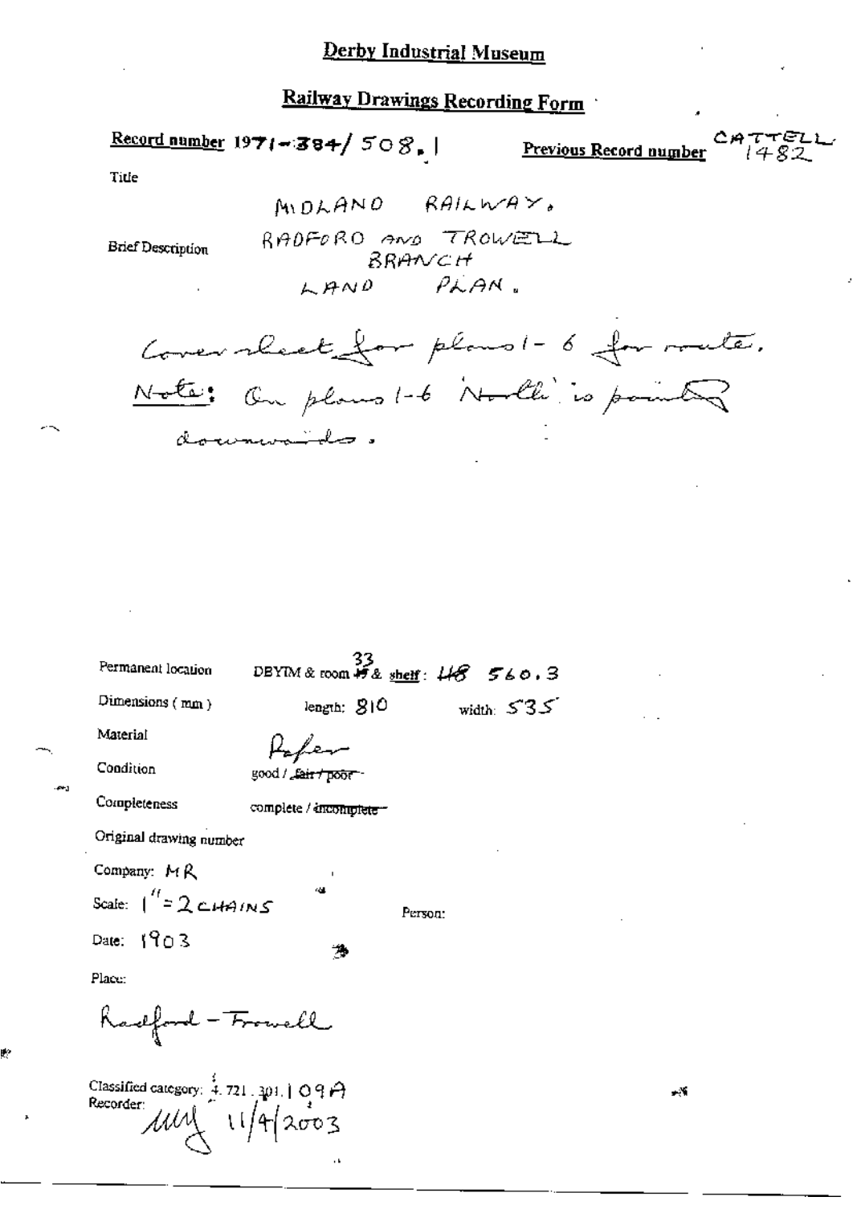# Derby Industrial Museum

## Railway Drawings Recording Form

**Record number** 1971-384/508.1 **Previous Record number** CATTELL 1482

Title

MIDLAND RAILWAY.

Brief Description

RADFORD AND TROWELL BRANCH

LAND PLAN.

Cover sheet for plans 1-6 for route.

Note: On plans 1-6 'North' is pointing downwards.

Permanent location DBYIM & room 33 & shelf: 48 560.3

Dimensions (mm) length: 810 width: 535

Material Paper

Condition good / ~~fair / poor~~

Completeness complete / ~~incomplete~~

Original drawing number

Company: MR

Scale: 1" = 2 CHAINS

Person:

Date: 1903

Place:

Radford - Trowell

Classified category: 4.721.301.109A

Recorder: MM 11/4/2003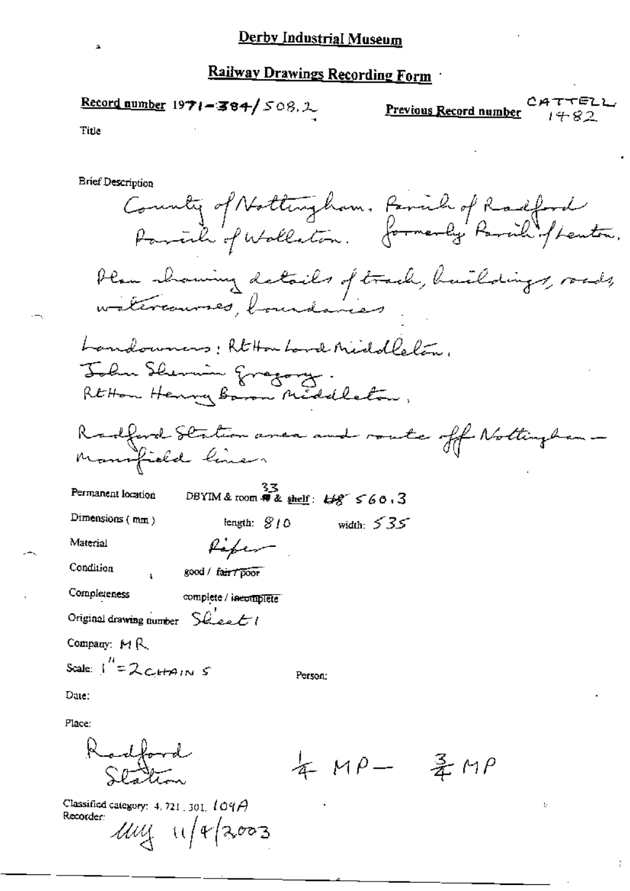# Derby Industrial Museum

## Railway Drawings Recording Form

**Record number** 1971-384/508.2 **Previous Record number** CATTELL 1482

Title

Brief Description

County of Nottingham. Parish of Radford Parish of Wollaton. formerly Parish of Lenton.

Plan showing details of track, buildings, roads, watercourses, boundaries

Landowners: Rt Hon Lord Middleton, John Sherwin Gregory. Rt Hon Henry Baron Middleton,

Radford Station area and route off Nottingham – Mansfield line.

Permanent location DBYIM & room 33 & shelf: 560.3

Dimensions (mm) length: 810 width: 535

Material Paper

Condition good / ~~fair / poor~~

Completeness complete / ~~incomplete~~

Original drawing number Sheet 1

Company: MR

Scale: 1" = 2 CHAINS

Person:

Date:

Place:

Radford Station

¼ MP – ¾ MP

Classified category: 4.721.301.109A

Recorder: MM 11/4/2003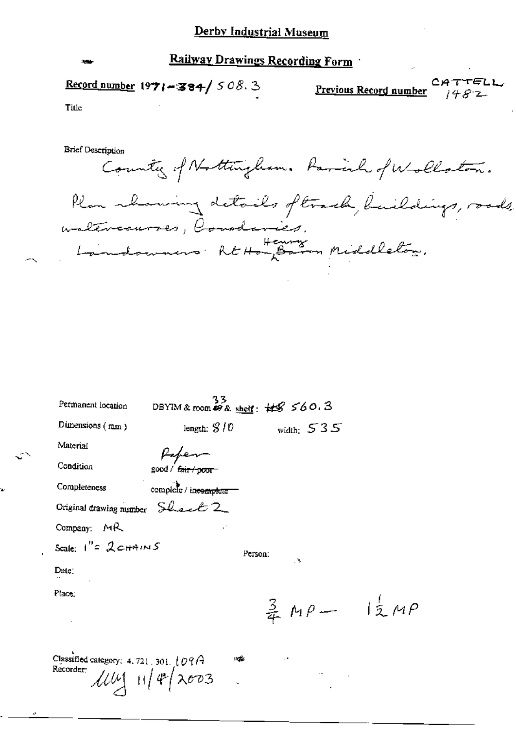# Derby Industrial Museum

## Railway Drawings Recording Form

**Record number** 1971-384/ 508.3

**Previous Record number** CATTELL 1482

Title

Brief Description

County of Nottingham. Parish of Wollaton.

Plan showing details of track, buildings, roads, watercourses, boundaries.

Landowners: Rt Hon Henry Baron Middleton.

Permanent location: DBYIM & room 33 & shelf: #8 560.3

Dimensions (mm): length: 810 width: 535

Material: Paper

Condition: good / ~~fair / poor~~

Completeness: complete / ~~incomplete~~

Original drawing number: Sheet 2

Company: MR

Scale: 1" = 2 CHAINS

Person:

Date:

Place:

$\frac{3}{4}$ MP — $1\frac{1}{2}$ MP

Classified category: 4.721.301.109A

Recorder: MW 11/4/2003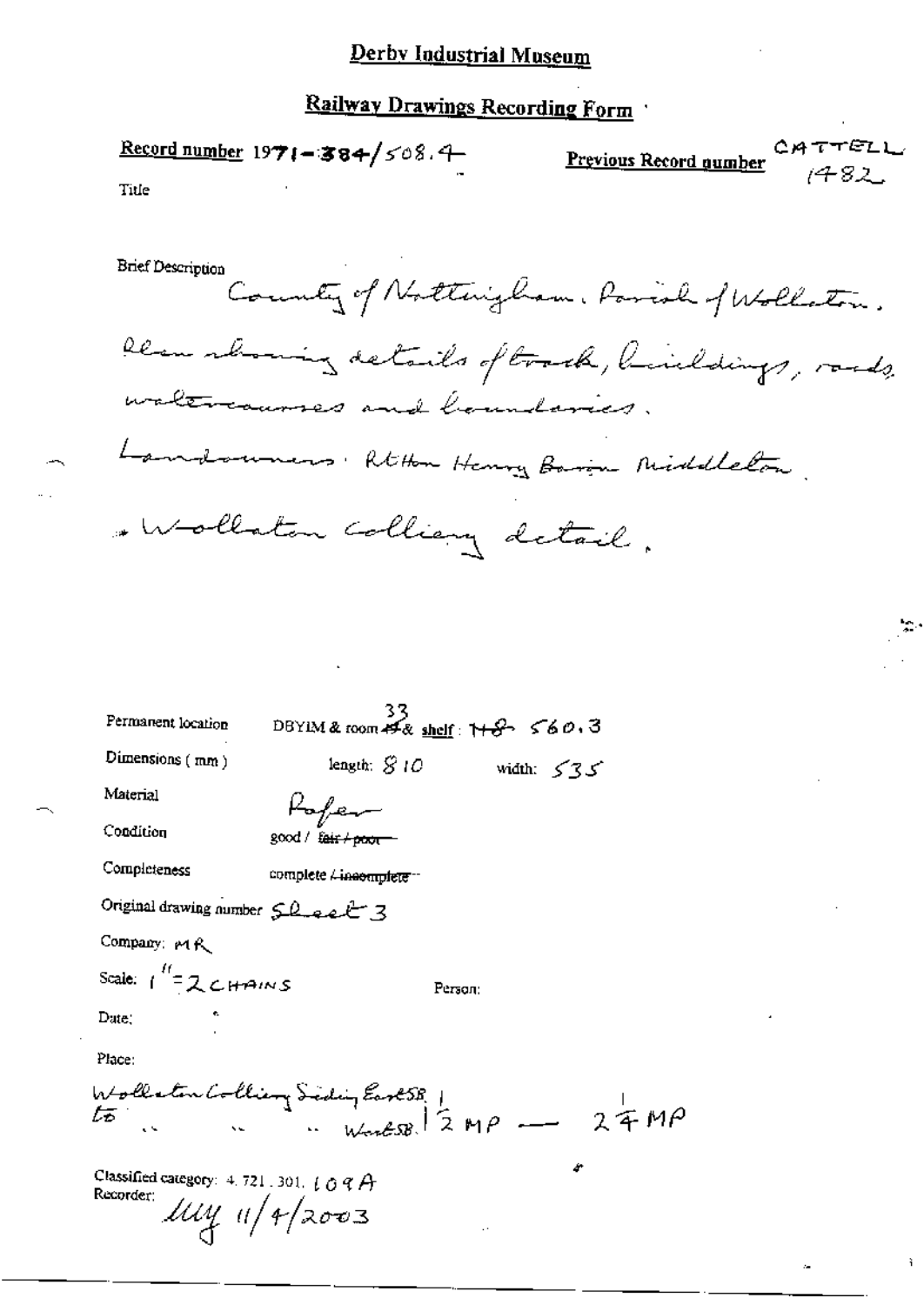# Derby Industrial Museum

## Railway Drawings Recording Form

**Record number** 1971-384/508.4 **Previous Record number** CATTELL 1482

Title

Brief Description
County of Nottingham. Parish of Wollaton.
Plan showing details of track, buildings, roads, watercourses and boundaries.
Landowners: RtHon Henry Baron Middleton.
- Wollaton Colliery detail.

Permanent location DBYIM & room 33 & shelf: 560.3

Dimensions (mm) length: 810 width: 535

Material Paper

Condition good / ~~fair / poor~~

Completeness complete / ~~incomplete~~

Original drawing number Sheet 3

Company: MR

Scale: 1" = 2 CHAINS

Person:

Date:

Place:
Wollaton Colliery Siding East SB to " " " West SB | ½ MP — 2¼ MP

Classified category: 4.721.301.109A

Recorder: llly 11/4/2003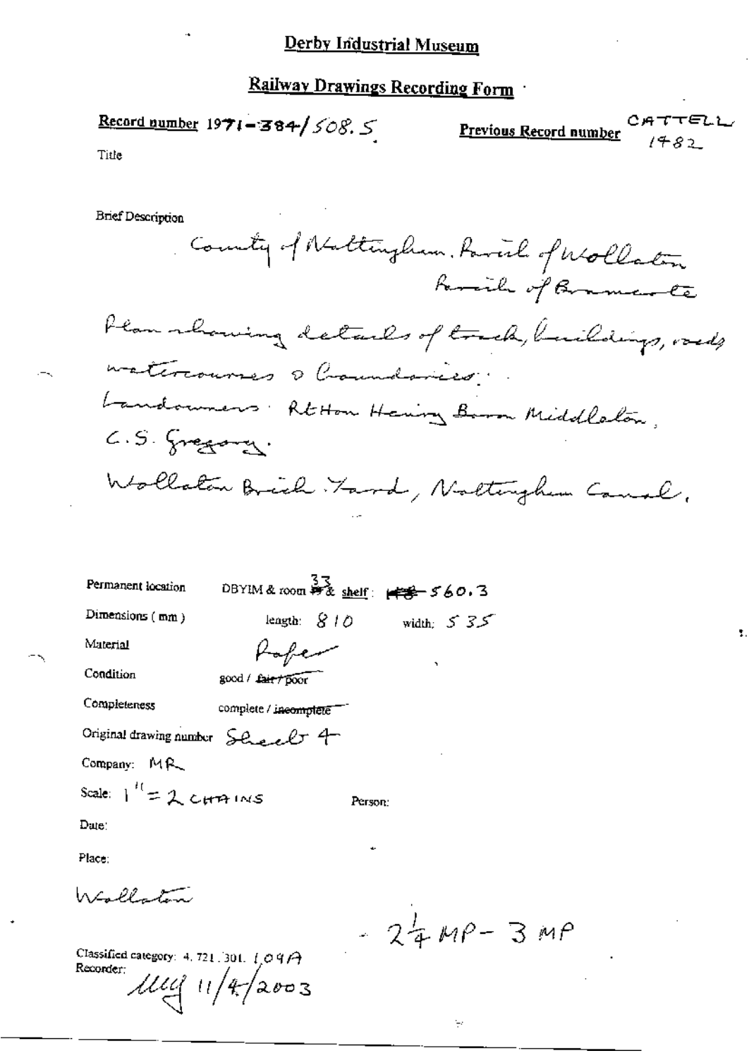# Derby Industrial Museum

## Railway Drawings Recording Form

**Record number** 1971-384/508.5

**Previous Record number** CATTELL 1482

Title

Brief Description

County of Nottingham. Parish of Wollaton
Parish of Bramcote

Plan showing details of track, buildings, roads watercourses & boundaries.

Landowners: Rt Hon Henry Baron Middleton,
C.S. Gregory.

Wollaton Brick Yard, Nottingham Canal.

Permanent location: DBYIM & room 33 & shelf: ~~153~~ 560.3

Dimensions (mm): length: 810 width: 535

Material: Paper

Condition: good / ~~fair / poor~~

Completeness: complete / ~~incomplete~~

Original drawing number: Sheet 4

Company: MR

Scale: 1" = 2 CHAINS

Person:

Date:

Place:

Wollaton

- 2¼ MP - 3 MP

Classified category: 4. 721. 301. 109A

Recorder: MW 11/4/2003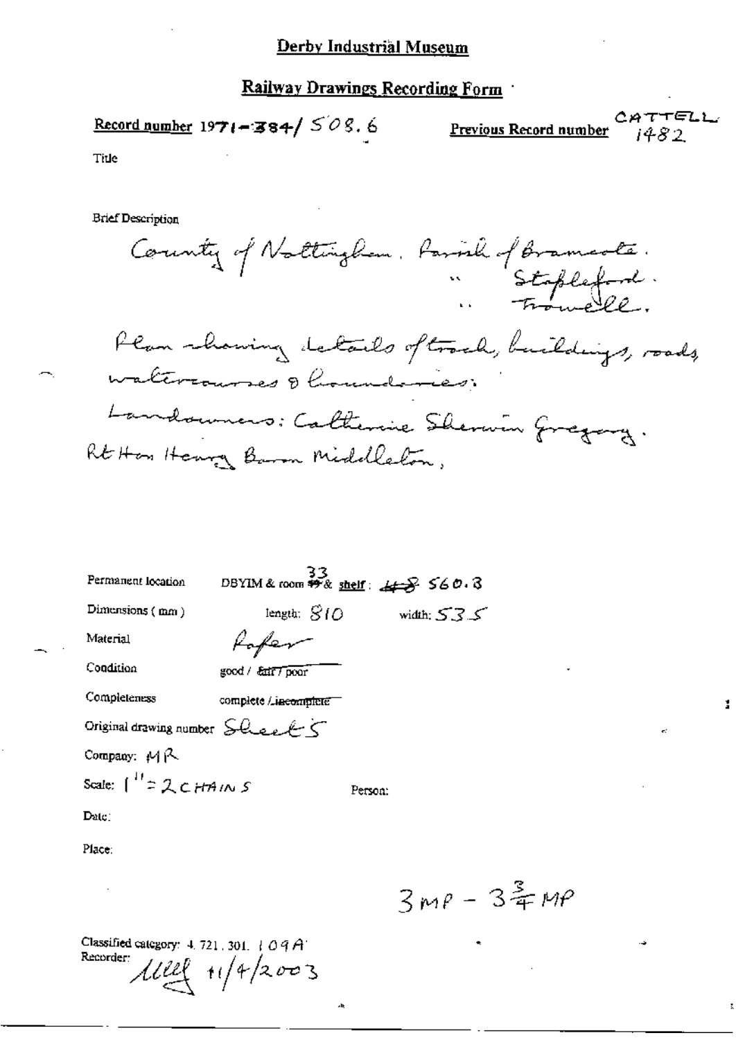# Derby Industrial Museum

## Railway Drawings Recording Form

**Record number** 1971-384/ 508.6

**Previous Record number** CATTELL 1482

Title

Brief Description

County of Nottingham. Parish of Bramcote.
" Stapleford.
" Trowell.

Plan showing details of track, buildings, roads, watercourses & boundaries.

Landowners: Catherine Sherwin Gregory.
Rt Hon Henry Baron Middleton,

Permanent location: DBYIM & room 33 & shelf: 560.3

Dimensions (mm): length: 810 width: 535

Material: Paper

Condition: good / fair / poor

Completeness: complete / incomplete

Original drawing number: Sheet 5

Company: MR

Scale: 1" = 2 CHAINS

Person:

Date:

Place:

3 MP - $3\frac{3}{4}$ MP

Classified category: 4.721.301.109A

Recorder: 11/4/2003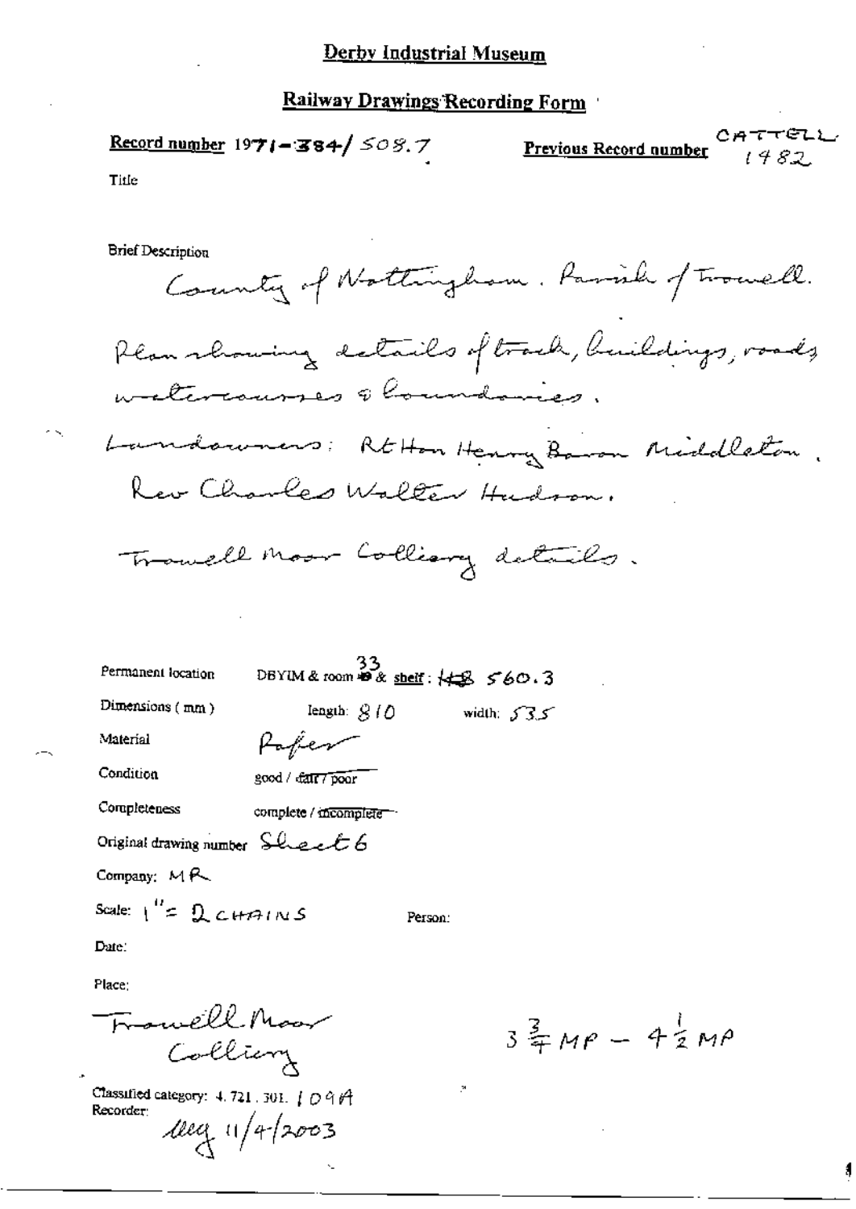# Derby Industrial Museum

## Railway Drawings Recording Form

**Record number** 1971-384/508.7

**Previous Record number** CATTELL 1482

Title

Brief Description

County of Nottingham. Parish of Trowell.

Plan showing details of track, buildings, roads watercourses & boundaries.

Landowners: Rt Hon Henry Baron Middleton. Rev Charles Walter Hudson.

Trowell Moor Colliery details.

Permanent location DBYIM & room 33 & shelf: ~~48~~ 560.3

Dimensions (mm) length: 810 width: 535

Material Paper

Condition good / ~~fair~~ / ~~poor~~

Completeness complete / ~~incomplete~~

Original drawing number Sheet 6

Company: MR

Scale: 1" = 2 CHAINS

Person:

Date:

Place:

Trowell Moor Colliery

$3\frac{3}{4}$ MP – $4\frac{1}{2}$ MP

Classified category: 4.721.301. 109A

Recorder: 11/4/2003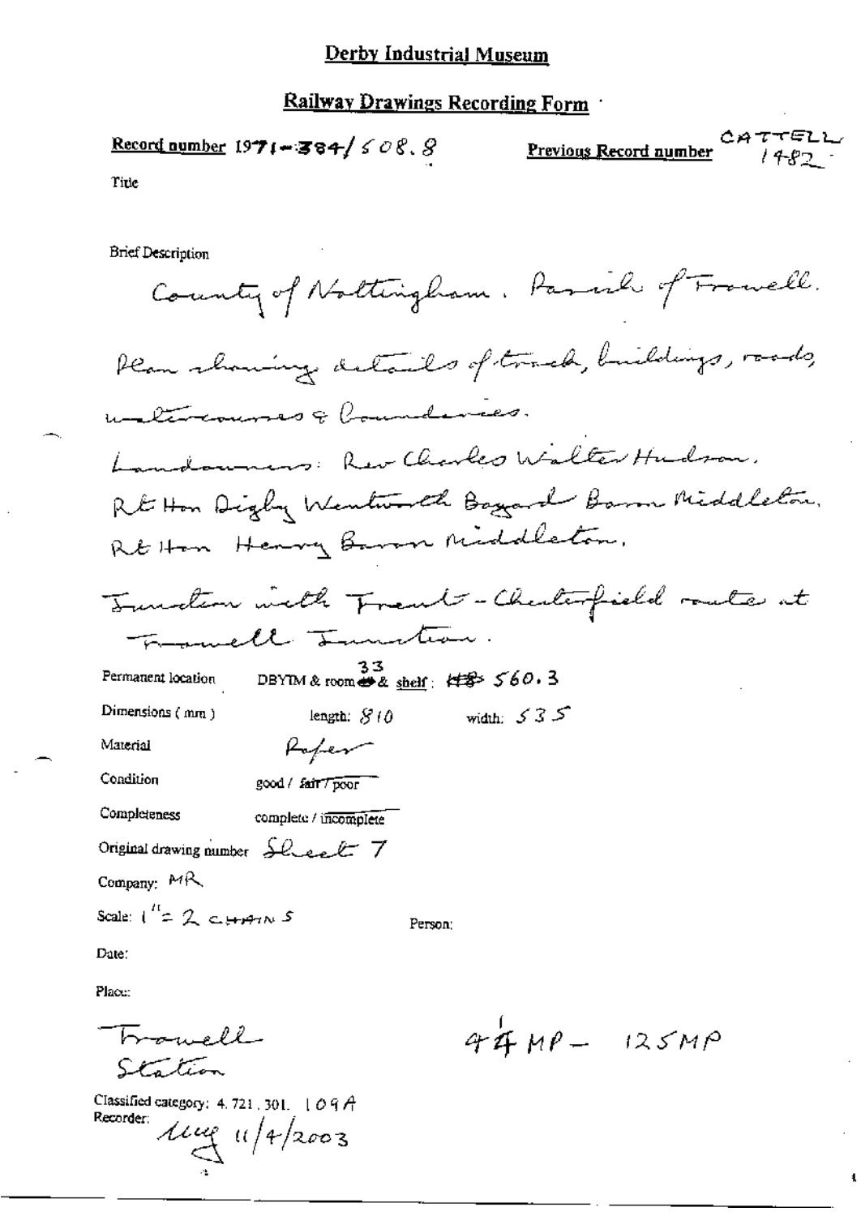# Derby Industrial Museum

## Railway Drawings Recording Form

**Record number** 1971-384/508.8

**Previous Record number** CATTELL 1482

Title

Brief Description

County of Nottingham. Parish of Trowell.

Plan showing details of track, buildings, roads, watercourses & boundaries.

Landowners: Rev Charles Walter Hudson.

Rt Hon Digby Wentworth Bayard Baron Middleton.

Rt Hon Henry Baron Middleton.

Junction with Trent - Chesterfield route at Trowell Junction.

Permanent location DBYIM & room 33 & shelf: 560.3

Dimensions (mm) length: 810 width: 535

Material Paper

Condition good / ~~fair~~ / ~~poor~~

Completeness complete / ~~incomplete~~

Original drawing number Sheet 7

Company: MR

Scale: 1" = 2 CHAINS

Person:

Date:

Place:

Trowell Station

$4\frac{1}{4}$ MP – 125MP

Classified category: 4.721.301. 109A

Recorder: 11/4/2003